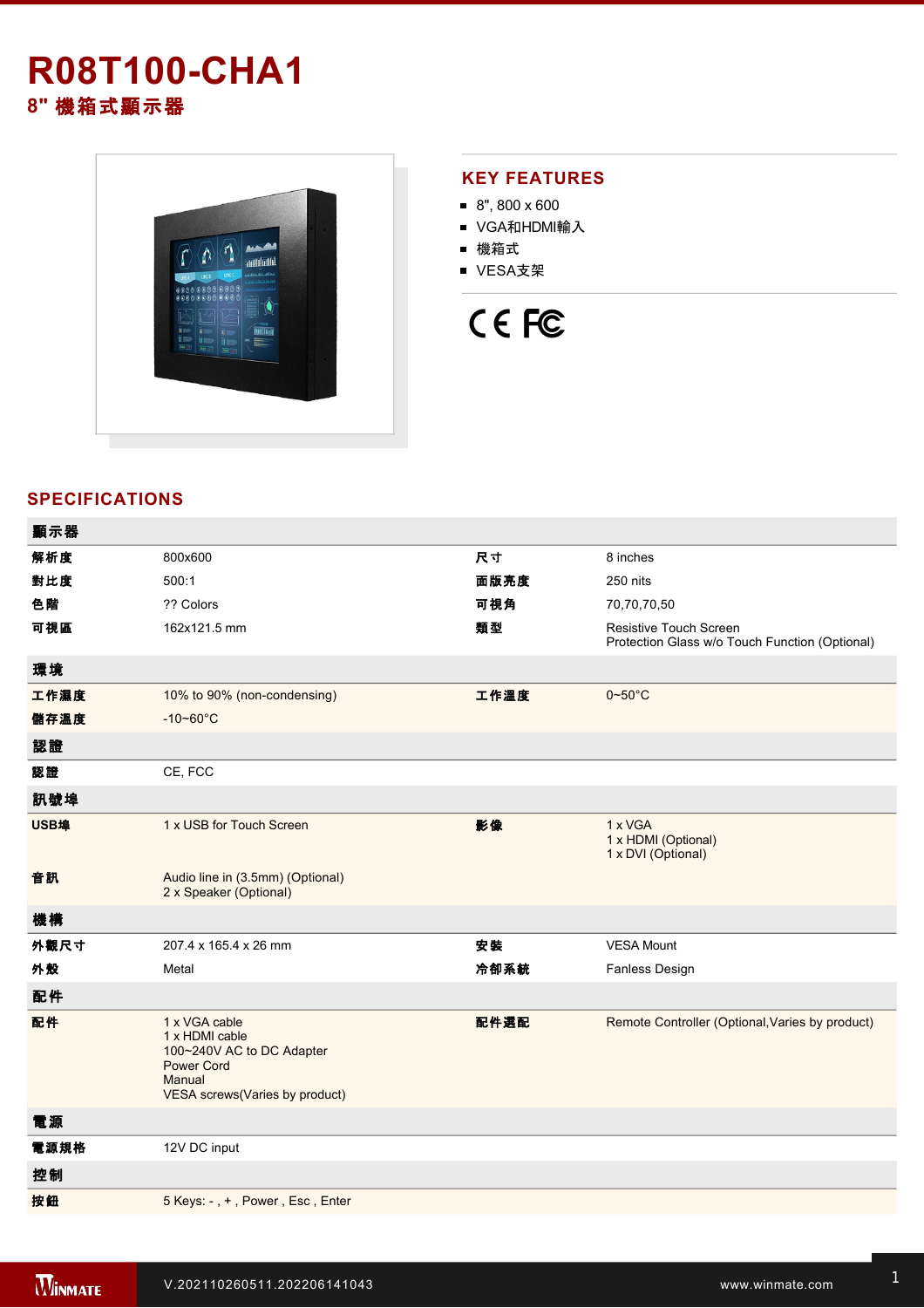# R08T100-CHA1

## 8" 機箱式顯示器

## KEY FEATURES

- 8", 800 x 600
- VGA和HDMI輸入
- 機箱式
- VESA支架

## SPECIFICATIONS

| 顯示器 | | | |
|---|---|---|---|
| 解析度 | 800x600 | 尺寸 | 8 inches |
| 對比度 | 500:1 | 面版亮度 | 250 nits |
| 色階 | ?? Colors | 可視角 | 70,70,70,50 |
| 可視區 | 162x121.5 mm | 類型 | Resistive Touch Screen<br>Protection Glass w/o Touch Function (Optional) |
| **環境** | | | |
| 工作濕度 | 10% to 90% (non-condensing) | 工作溫度 | 0~50°C |
| 儲存溫度 | -10~60°C | | |
| **認證** | | | |
| 認證 | CE, FCC | | |
| **訊號埠** | | | |
| USB埠 | 1 x USB for Touch Screen | 影像 | 1 x VGA<br>1 x HDMI (Optional)<br>1 x DVI (Optional) |
| 音訊 | Audio line in (3.5mm) (Optional)<br>2 x Speaker (Optional) | | |
| **機構** | | | |
| 外觀尺寸 | 207.4 x 165.4 x 26 mm | 安裝 | VESA Mount |
| 外殼 | Metal | 冷卻系統 | Fanless Design |
| **配件** | | | |
| 配件 | 1 x VGA cable<br>1 x HDMI cable<br>100~240V AC to DC Adapter<br>Power Cord<br>Manual<br>VESA screws(Varies by product) | 配件選配 | Remote Controller (Optional,Varies by product) |
| **電源** | | | |
| 電源規格 | 12V DC input | | |
| **控制** | | | |
| 按鈕 | 5 Keys: - , + , Power , Esc , Enter | | |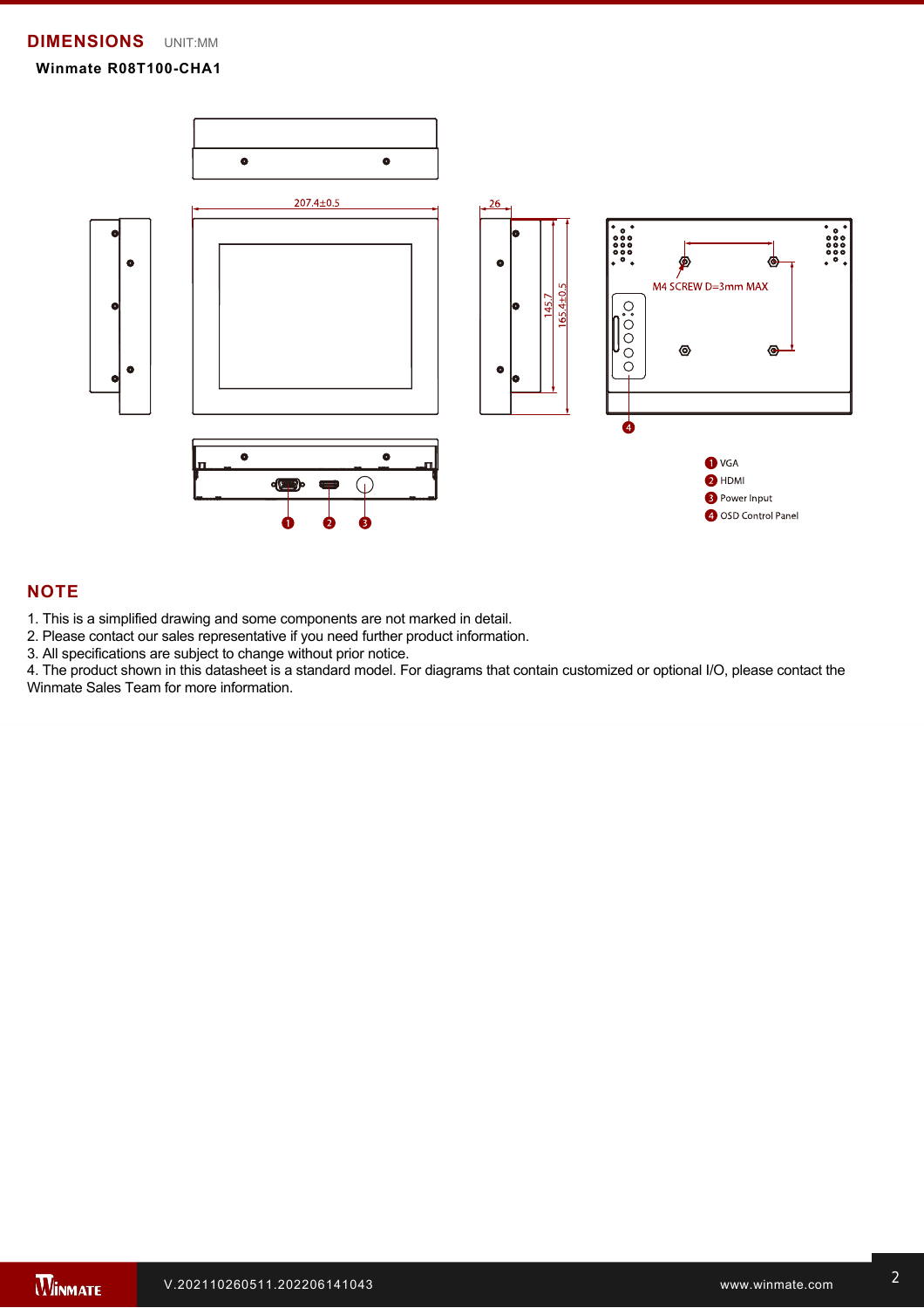## DIMENSIONS UNIT:MM

**Winmate R08T100-CHA1**

207.4±0.5

26

145.7

165.4±0.5

M4 SCREW D=3mm MAX

1 VGA
2 HDMI
3 Power Input
4 OSD Control Panel

## NOTE

1. This is a simplified drawing and some components are not marked in detail.
2. Please contact our sales representative if you need further product information.
3. All specifications are subject to change without prior notice.
4. The product shown in this datasheet is a standard model. For diagrams that contain customized or optional I/O, please contact the Winmate Sales Team for more information.